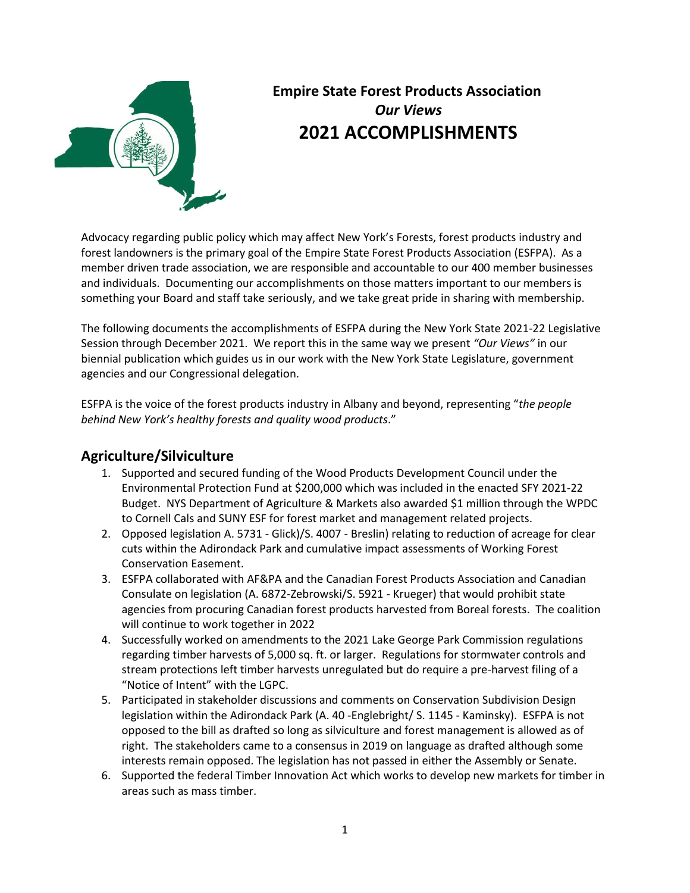# Empire State Forest Products Association

*Our Views*

# 2021 ACCOMPLISHMENTS

Advocacy regarding public policy which may affect New York's Forests, forest products industry and forest landowners is the primary goal of the Empire State Forest Products Association (ESFPA). As a member driven trade association, we are responsible and accountable to our 400 member businesses and individuals. Documenting our accomplishments on those matters important to our members is something your Board and staff take seriously, and we take great pride in sharing with membership.

The following documents the accomplishments of ESFPA during the New York State 2021-22 Legislative Session through December 2021. We report this in the same way we present *"Our Views"* in our biennial publication which guides us in our work with the New York State Legislature, government agencies and our Congressional delegation.

ESFPA is the voice of the forest products industry in Albany and beyond, representing "*the people behind New York's healthy forests and quality wood products*."

## Agriculture/Silviculture

1. Supported and secured funding of the Wood Products Development Council under the Environmental Protection Fund at $200,000 which was included in the enacted SFY 2021-22 Budget. NYS Department of Agriculture & Markets also awarded $1 million through the WPDC to Cornell Cals and SUNY ESF for forest market and management related projects.
2. Opposed legislation A. 5731 - Glick)/S. 4007 - Breslin) relating to reduction of acreage for clear cuts within the Adirondack Park and cumulative impact assessments of Working Forest Conservation Easement.
3. ESFPA collaborated with AF&PA and the Canadian Forest Products Association and Canadian Consulate on legislation (A. 6872-Zebrowski/S. 5921 - Krueger) that would prohibit state agencies from procuring Canadian forest products harvested from Boreal forests. The coalition will continue to work together in 2022
4. Successfully worked on amendments to the 2021 Lake George Park Commission regulations regarding timber harvests of 5,000 sq. ft. or larger. Regulations for stormwater controls and stream protections left timber harvests unregulated but do require a pre-harvest filing of a "Notice of Intent" with the LGPC.
5. Participated in stakeholder discussions and comments on Conservation Subdivision Design legislation within the Adirondack Park (A. 40 -Englebright/ S. 1145 - Kaminsky). ESFPA is not opposed to the bill as drafted so long as silviculture and forest management is allowed as of right. The stakeholders came to a consensus in 2019 on language as drafted although some interests remain opposed. The legislation has not passed in either the Assembly or Senate.
6. Supported the federal Timber Innovation Act which works to develop new markets for timber in areas such as mass timber.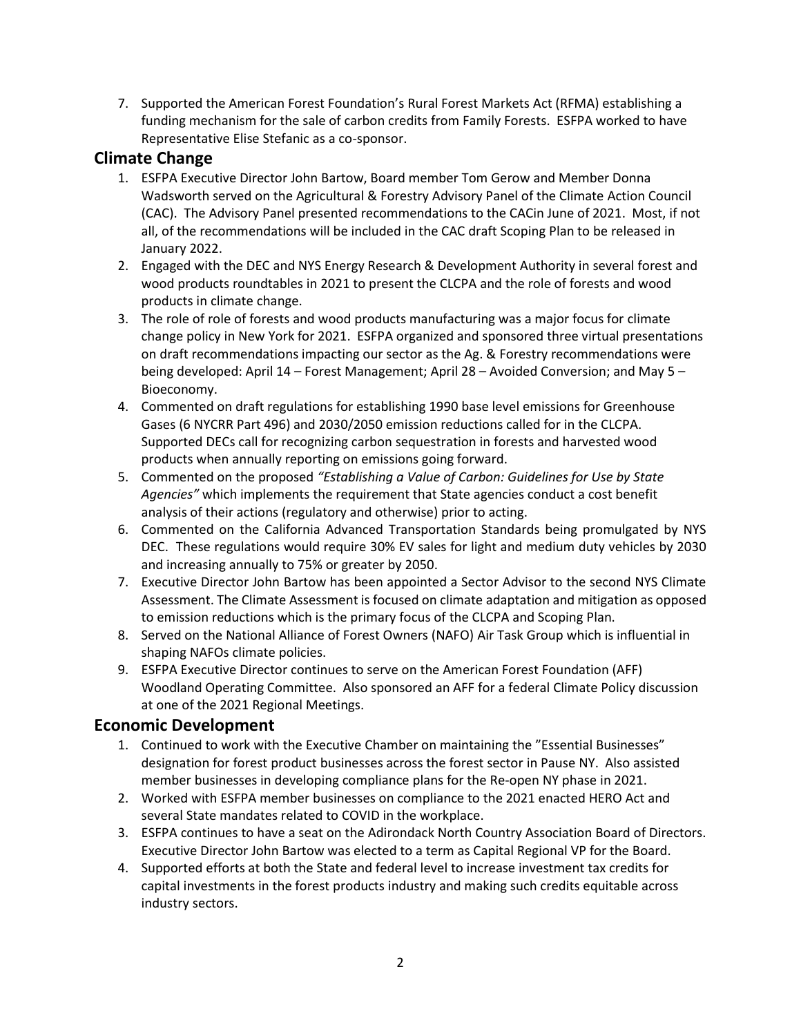7. Supported the American Forest Foundation's Rural Forest Markets Act (RFMA) establishing a funding mechanism for the sale of carbon credits from Family Forests. ESFPA worked to have Representative Elise Stefanic as a co-sponsor.

## Climate Change

1. ESFPA Executive Director John Bartow, Board member Tom Gerow and Member Donna Wadsworth served on the Agricultural & Forestry Advisory Panel of the Climate Action Council (CAC). The Advisory Panel presented recommendations to the CACin June of 2021. Most, if not all, of the recommendations will be included in the CAC draft Scoping Plan to be released in January 2022.
2. Engaged with the DEC and NYS Energy Research & Development Authority in several forest and wood products roundtables in 2021 to present the CLCPA and the role of forests and wood products in climate change.
3. The role of role of forests and wood products manufacturing was a major focus for climate change policy in New York for 2021. ESFPA organized and sponsored three virtual presentations on draft recommendations impacting our sector as the Ag. & Forestry recommendations were being developed: April 14 – Forest Management; April 28 – Avoided Conversion; and May 5 – Bioeconomy.
4. Commented on draft regulations for establishing 1990 base level emissions for Greenhouse Gases (6 NYCRR Part 496) and 2030/2050 emission reductions called for in the CLCPA. Supported DECs call for recognizing carbon sequestration in forests and harvested wood products when annually reporting on emissions going forward.
5. Commented on the proposed *"Establishing a Value of Carbon: Guidelines for Use by State Agencies"* which implements the requirement that State agencies conduct a cost benefit analysis of their actions (regulatory and otherwise) prior to acting.
6. Commented on the California Advanced Transportation Standards being promulgated by NYS DEC. These regulations would require 30% EV sales for light and medium duty vehicles by 2030 and increasing annually to 75% or greater by 2050.
7. Executive Director John Bartow has been appointed a Sector Advisor to the second NYS Climate Assessment. The Climate Assessment is focused on climate adaptation and mitigation as opposed to emission reductions which is the primary focus of the CLCPA and Scoping Plan.
8. Served on the National Alliance of Forest Owners (NAFO) Air Task Group which is influential in shaping NAFOs climate policies.
9. ESFPA Executive Director continues to serve on the American Forest Foundation (AFF) Woodland Operating Committee. Also sponsored an AFF for a federal Climate Policy discussion at one of the 2021 Regional Meetings.

## Economic Development

1. Continued to work with the Executive Chamber on maintaining the "Essential Businesses" designation for forest product businesses across the forest sector in Pause NY. Also assisted member businesses in developing compliance plans for the Re-open NY phase in 2021.
2. Worked with ESFPA member businesses on compliance to the 2021 enacted HERO Act and several State mandates related to COVID in the workplace.
3. ESFPA continues to have a seat on the Adirondack North Country Association Board of Directors. Executive Director John Bartow was elected to a term as Capital Regional VP for the Board.
4. Supported efforts at both the State and federal level to increase investment tax credits for capital investments in the forest products industry and making such credits equitable across industry sectors.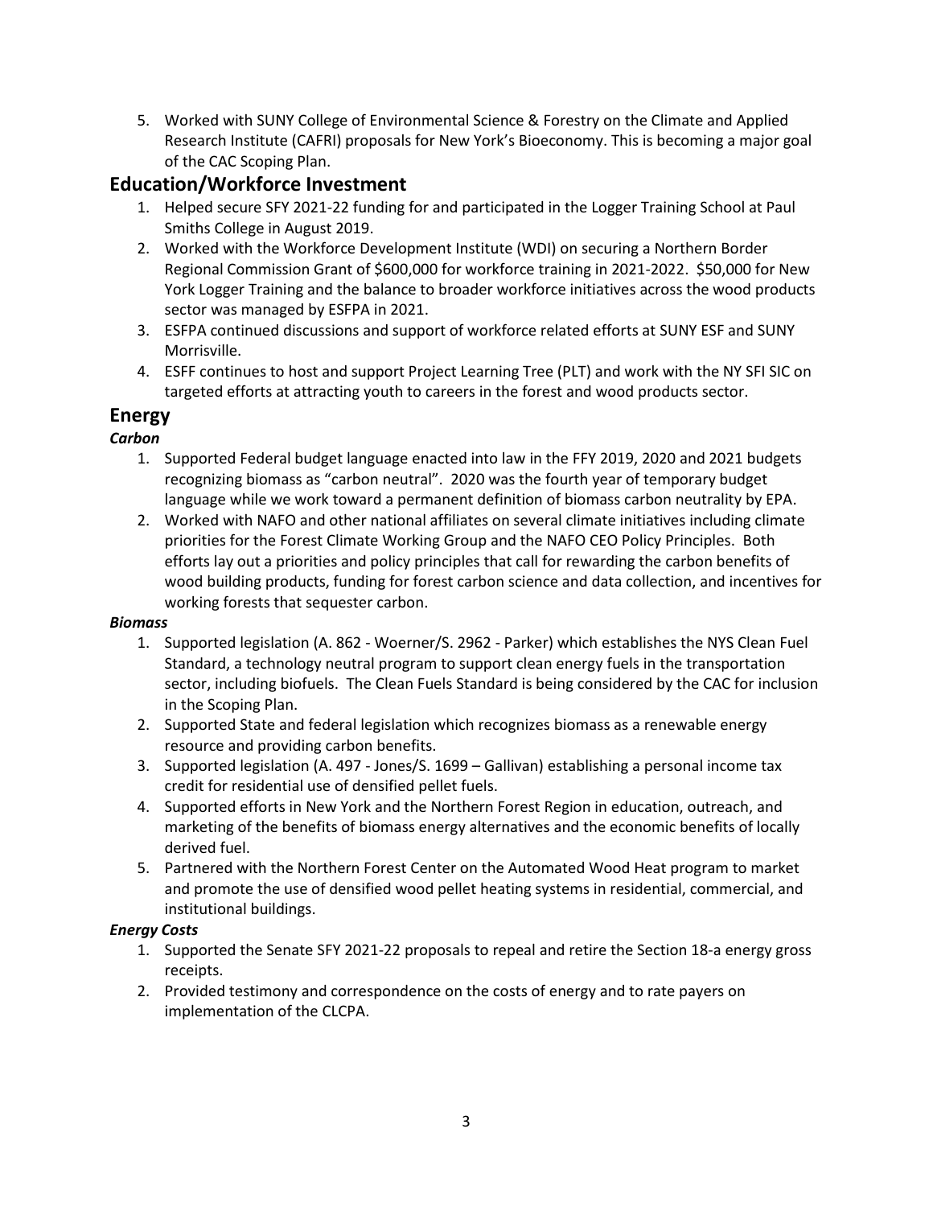5. Worked with SUNY College of Environmental Science & Forestry on the Climate and Applied Research Institute (CAFRI) proposals for New York's Bioeconomy. This is becoming a major goal of the CAC Scoping Plan.

## Education/Workforce Investment

1. Helped secure SFY 2021-22 funding for and participated in the Logger Training School at Paul Smiths College in August 2019.
2. Worked with the Workforce Development Institute (WDI) on securing a Northern Border Regional Commission Grant of $600,000 for workforce training in 2021-2022. $50,000 for New York Logger Training and the balance to broader workforce initiatives across the wood products sector was managed by ESFPA in 2021.
3. ESFPA continued discussions and support of workforce related efforts at SUNY ESF and SUNY Morrisville.
4. ESFF continues to host and support Project Learning Tree (PLT) and work with the NY SFI SIC on targeted efforts at attracting youth to careers in the forest and wood products sector.

## Energy

### *Carbon*

1. Supported Federal budget language enacted into law in the FFY 2019, 2020 and 2021 budgets recognizing biomass as "carbon neutral". 2020 was the fourth year of temporary budget language while we work toward a permanent definition of biomass carbon neutrality by EPA.
2. Worked with NAFO and other national affiliates on several climate initiatives including climate priorities for the Forest Climate Working Group and the NAFO CEO Policy Principles. Both efforts lay out a priorities and policy principles that call for rewarding the carbon benefits of wood building products, funding for forest carbon science and data collection, and incentives for working forests that sequester carbon.

### *Biomass*

1. Supported legislation (A. 862 - Woerner/S. 2962 - Parker) which establishes the NYS Clean Fuel Standard, a technology neutral program to support clean energy fuels in the transportation sector, including biofuels. The Clean Fuels Standard is being considered by the CAC for inclusion in the Scoping Plan.
2. Supported State and federal legislation which recognizes biomass as a renewable energy resource and providing carbon benefits.
3. Supported legislation (A. 497 - Jones/S. 1699 – Gallivan) establishing a personal income tax credit for residential use of densified pellet fuels.
4. Supported efforts in New York and the Northern Forest Region in education, outreach, and marketing of the benefits of biomass energy alternatives and the economic benefits of locally derived fuel.
5. Partnered with the Northern Forest Center on the Automated Wood Heat program to market and promote the use of densified wood pellet heating systems in residential, commercial, and institutional buildings.

### *Energy Costs*

1. Supported the Senate SFY 2021-22 proposals to repeal and retire the Section 18-a energy gross receipts.
2. Provided testimony and correspondence on the costs of energy and to rate payers on implementation of the CLCPA.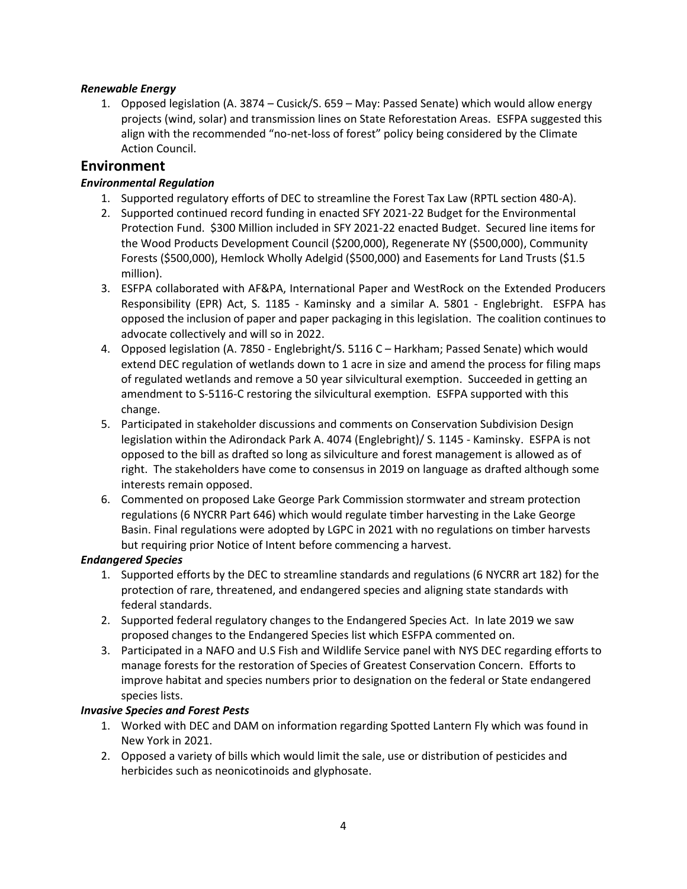#### *Renewable Energy*

1. Opposed legislation (A. 3874 – Cusick/S. 659 – May: Passed Senate) which would allow energy projects (wind, solar) and transmission lines on State Reforestation Areas. ESFPA suggested this align with the recommended "no-net-loss of forest" policy being considered by the Climate Action Council.

## Environment

#### *Environmental Regulation*

1. Supported regulatory efforts of DEC to streamline the Forest Tax Law (RPTL section 480-A).
2. Supported continued record funding in enacted SFY 2021-22 Budget for the Environmental Protection Fund. $300 Million included in SFY 2021-22 enacted Budget. Secured line items for the Wood Products Development Council ($200,000), Regenerate NY ($500,000), Community Forests ($500,000), Hemlock Wholly Adelgid ($500,000) and Easements for Land Trusts ($1.5 million).
3. ESFPA collaborated with AF&PA, International Paper and WestRock on the Extended Producers Responsibility (EPR) Act, S. 1185 - Kaminsky and a similar A. 5801 - Englebright. ESFPA has opposed the inclusion of paper and paper packaging in this legislation. The coalition continues to advocate collectively and will so in 2022.
4. Opposed legislation (A. 7850 - Englebright/S. 5116 C – Harkham; Passed Senate) which would extend DEC regulation of wetlands down to 1 acre in size and amend the process for filing maps of regulated wetlands and remove a 50 year silvicultural exemption. Succeeded in getting an amendment to S-5116-C restoring the silvicultural exemption. ESFPA supported with this change.
5. Participated in stakeholder discussions and comments on Conservation Subdivision Design legislation within the Adirondack Park A. 4074 (Englebright)/ S. 1145 - Kaminsky. ESFPA is not opposed to the bill as drafted so long as silviculture and forest management is allowed as of right. The stakeholders have come to consensus in 2019 on language as drafted although some interests remain opposed.
6. Commented on proposed Lake George Park Commission stormwater and stream protection regulations (6 NYCRR Part 646) which would regulate timber harvesting in the Lake George Basin. Final regulations were adopted by LGPC in 2021 with no regulations on timber harvests but requiring prior Notice of Intent before commencing a harvest.

#### *Endangered Species*

1. Supported efforts by the DEC to streamline standards and regulations (6 NYCRR art 182) for the protection of rare, threatened, and endangered species and aligning state standards with federal standards.
2. Supported federal regulatory changes to the Endangered Species Act. In late 2019 we saw proposed changes to the Endangered Species list which ESFPA commented on.
3. Participated in a NAFO and U.S Fish and Wildlife Service panel with NYS DEC regarding efforts to manage forests for the restoration of Species of Greatest Conservation Concern. Efforts to improve habitat and species numbers prior to designation on the federal or State endangered species lists.

#### *Invasive Species and Forest Pests*

1. Worked with DEC and DAM on information regarding Spotted Lantern Fly which was found in New York in 2021.
2. Opposed a variety of bills which would limit the sale, use or distribution of pesticides and herbicides such as neonicotinoids and glyphosate.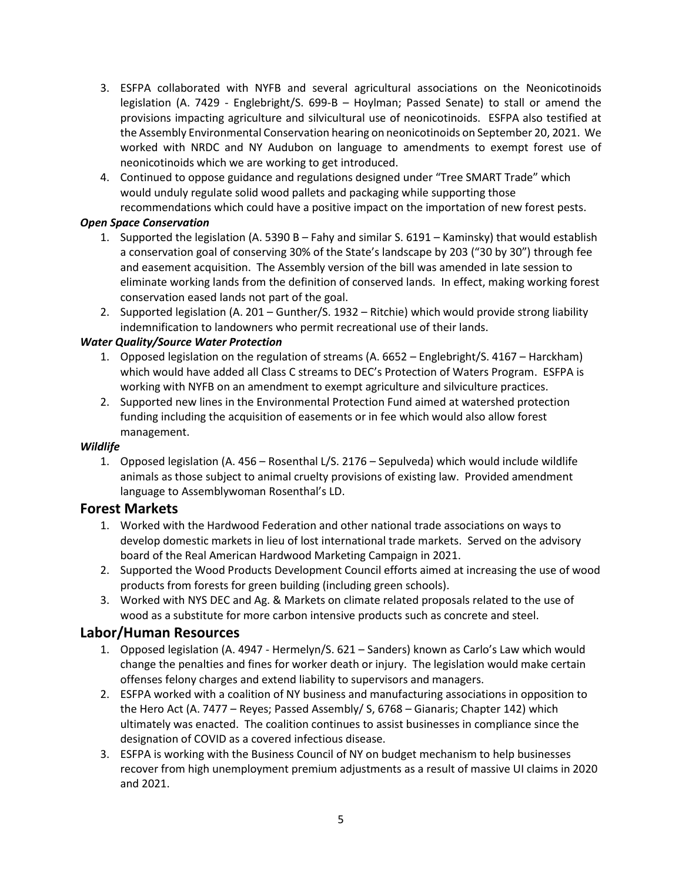3. ESFPA collaborated with NYFB and several agricultural associations on the Neonicotinoids legislation (A. 7429 - Englebright/S. 699-B – Hoylman; Passed Senate) to stall or amend the provisions impacting agriculture and silvicultural use of neonicotinoids. ESFPA also testified at the Assembly Environmental Conservation hearing on neonicotinoids on September 20, 2021. We worked with NRDC and NY Audubon on language to amendments to exempt forest use of neonicotinoids which we are working to get introduced.
4. Continued to oppose guidance and regulations designed under "Tree SMART Trade" which would unduly regulate solid wood pallets and packaging while supporting those recommendations which could have a positive impact on the importation of new forest pests.

***Open Space Conservation***

1. Supported the legislation (A. 5390 B – Fahy and similar S. 6191 – Kaminsky) that would establish a conservation goal of conserving 30% of the State's landscape by 203 ("30 by 30") through fee and easement acquisition. The Assembly version of the bill was amended in late session to eliminate working lands from the definition of conserved lands. In effect, making working forest conservation eased lands not part of the goal.
2. Supported legislation (A. 201 – Gunther/S. 1932 – Ritchie) which would provide strong liability indemnification to landowners who permit recreational use of their lands.

***Water Quality/Source Water Protection***

1. Opposed legislation on the regulation of streams (A. 6652 – Englebright/S. 4167 – Harckham) which would have added all Class C streams to DEC's Protection of Waters Program. ESFPA is working with NYFB on an amendment to exempt agriculture and silviculture practices.
2. Supported new lines in the Environmental Protection Fund aimed at watershed protection funding including the acquisition of easements or in fee which would also allow forest management.

***Wildlife***

1. Opposed legislation (A. 456 – Rosenthal L/S. 2176 – Sepulveda) which would include wildlife animals as those subject to animal cruelty provisions of existing law. Provided amendment language to Assemblywoman Rosenthal's LD.

## Forest Markets

1. Worked with the Hardwood Federation and other national trade associations on ways to develop domestic markets in lieu of lost international trade markets. Served on the advisory board of the Real American Hardwood Marketing Campaign in 2021.
2. Supported the Wood Products Development Council efforts aimed at increasing the use of wood products from forests for green building (including green schools).
3. Worked with NYS DEC and Ag. & Markets on climate related proposals related to the use of wood as a substitute for more carbon intensive products such as concrete and steel.

## Labor/Human Resources

1. Opposed legislation (A. 4947 - Hermelyn/S. 621 – Sanders) known as Carlo's Law which would change the penalties and fines for worker death or injury. The legislation would make certain offenses felony charges and extend liability to supervisors and managers.
2. ESFPA worked with a coalition of NY business and manufacturing associations in opposition to the Hero Act (A. 7477 – Reyes; Passed Assembly/ S, 6768 – Gianaris; Chapter 142) which ultimately was enacted. The coalition continues to assist businesses in compliance since the designation of COVID as a covered infectious disease.
3. ESFPA is working with the Business Council of NY on budget mechanism to help businesses recover from high unemployment premium adjustments as a result of massive UI claims in 2020 and 2021.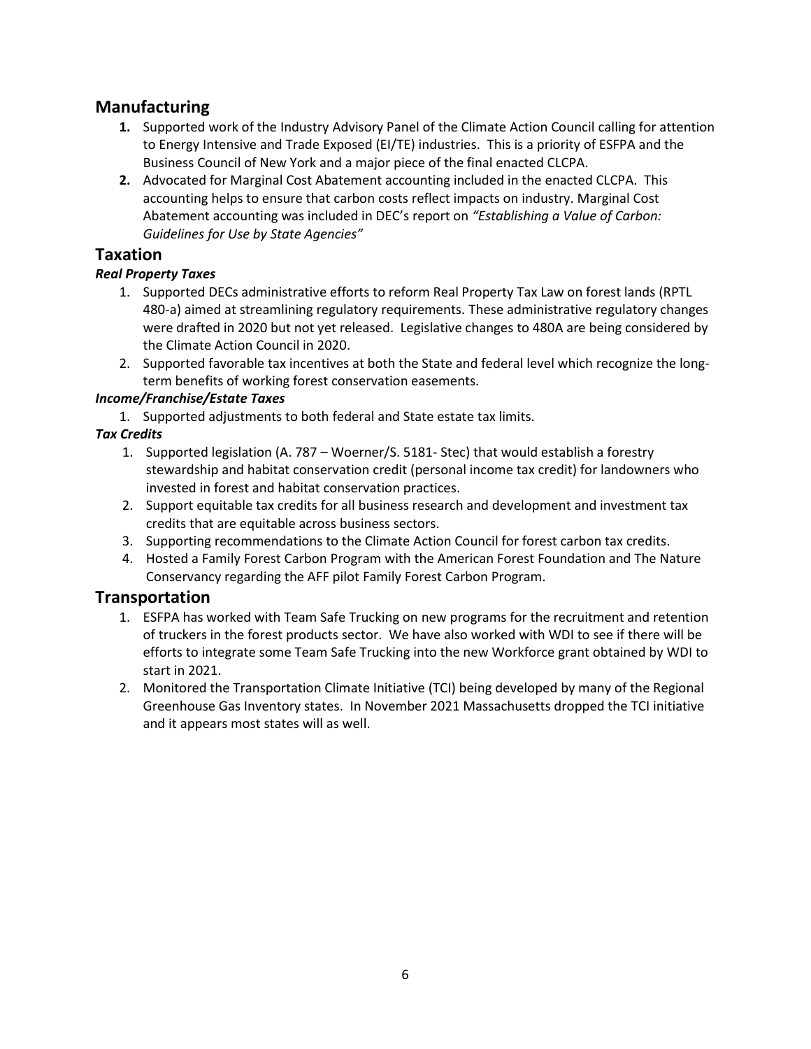## Manufacturing

1. Supported work of the Industry Advisory Panel of the Climate Action Council calling for attention to Energy Intensive and Trade Exposed (EI/TE) industries. This is a priority of ESFPA and the Business Council of New York and a major piece of the final enacted CLCPA.
2. Advocated for Marginal Cost Abatement accounting included in the enacted CLCPA. This accounting helps to ensure that carbon costs reflect impacts on industry. Marginal Cost Abatement accounting was included in DEC's report on *"Establishing a Value of Carbon: Guidelines for Use by State Agencies"*

## Taxation

### *Real Property Taxes*

1. Supported DECs administrative efforts to reform Real Property Tax Law on forest lands (RPTL 480-a) aimed at streamlining regulatory requirements. These administrative regulatory changes were drafted in 2020 but not yet released. Legislative changes to 480A are being considered by the Climate Action Council in 2020.
2. Supported favorable tax incentives at both the State and federal level which recognize the long-term benefits of working forest conservation easements.

### *Income/Franchise/Estate Taxes*

1. Supported adjustments to both federal and State estate tax limits.

### *Tax Credits*

1. Supported legislation (A. 787 – Woerner/S. 5181- Stec) that would establish a forestry stewardship and habitat conservation credit (personal income tax credit) for landowners who invested in forest and habitat conservation practices.
2. Support equitable tax credits for all business research and development and investment tax credits that are equitable across business sectors.
3. Supporting recommendations to the Climate Action Council for forest carbon tax credits.
4. Hosted a Family Forest Carbon Program with the American Forest Foundation and The Nature Conservancy regarding the AFF pilot Family Forest Carbon Program.

## Transportation

1. ESFPA has worked with Team Safe Trucking on new programs for the recruitment and retention of truckers in the forest products sector. We have also worked with WDI to see if there will be efforts to integrate some Team Safe Trucking into the new Workforce grant obtained by WDI to start in 2021.
2. Monitored the Transportation Climate Initiative (TCI) being developed by many of the Regional Greenhouse Gas Inventory states. In November 2021 Massachusetts dropped the TCI initiative and it appears most states will as well.